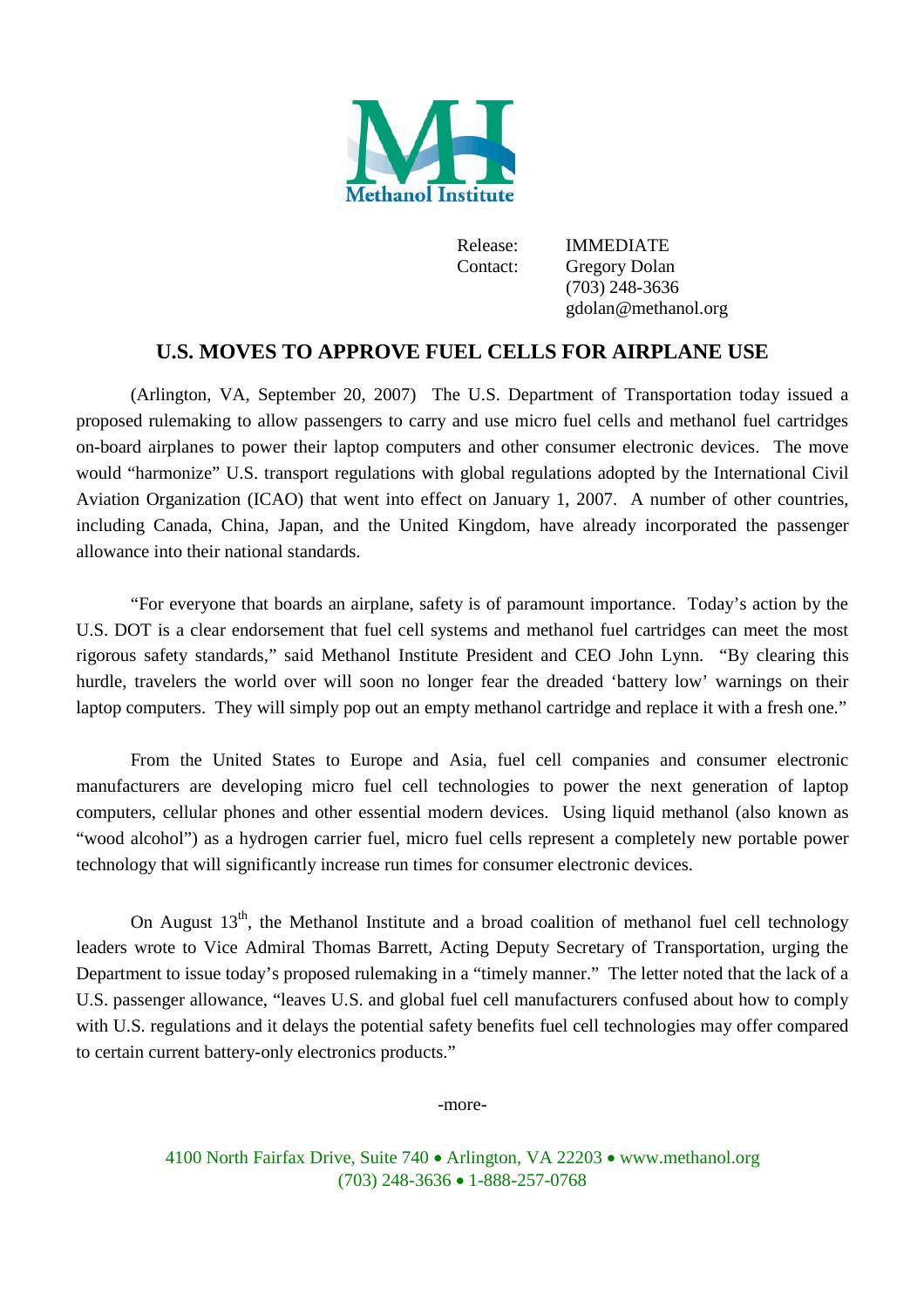Methanol Institute

Release: IMMEDIATE
Contact: Gregory Dolan
(703) 248-3636
gdolan@methanol.org

## U.S. MOVES TO APPROVE FUEL CELLS FOR AIRPLANE USE

(Arlington, VA, September 20, 2007) The U.S. Department of Transportation today issued a proposed rulemaking to allow passengers to carry and use micro fuel cells and methanol fuel cartridges on-board airplanes to power their laptop computers and other consumer electronic devices. The move would "harmonize" U.S. transport regulations with global regulations adopted by the International Civil Aviation Organization (ICAO) that went into effect on January 1, 2007. A number of other countries, including Canada, China, Japan, and the United Kingdom, have already incorporated the passenger allowance into their national standards.

"For everyone that boards an airplane, safety is of paramount importance. Today's action by the U.S. DOT is a clear endorsement that fuel cell systems and methanol fuel cartridges can meet the most rigorous safety standards," said Methanol Institute President and CEO John Lynn. "By clearing this hurdle, travelers the world over will soon no longer fear the dreaded 'battery low' warnings on their laptop computers. They will simply pop out an empty methanol cartridge and replace it with a fresh one."

From the United States to Europe and Asia, fuel cell companies and consumer electronic manufacturers are developing micro fuel cell technologies to power the next generation of laptop computers, cellular phones and other essential modern devices. Using liquid methanol (also known as "wood alcohol") as a hydrogen carrier fuel, micro fuel cells represent a completely new portable power technology that will significantly increase run times for consumer electronic devices.

On August 13th, the Methanol Institute and a broad coalition of methanol fuel cell technology leaders wrote to Vice Admiral Thomas Barrett, Acting Deputy Secretary of Transportation, urging the Department to issue today's proposed rulemaking in a "timely manner." The letter noted that the lack of a U.S. passenger allowance, "leaves U.S. and global fuel cell manufacturers confused about how to comply with U.S. regulations and it delays the potential safety benefits fuel cell technologies may offer compared to certain current battery-only electronics products."

-more-

4100 North Fairfax Drive, Suite 740 • Arlington, VA 22203 • www.methanol.org
(703) 248-3636 • 1-888-257-0768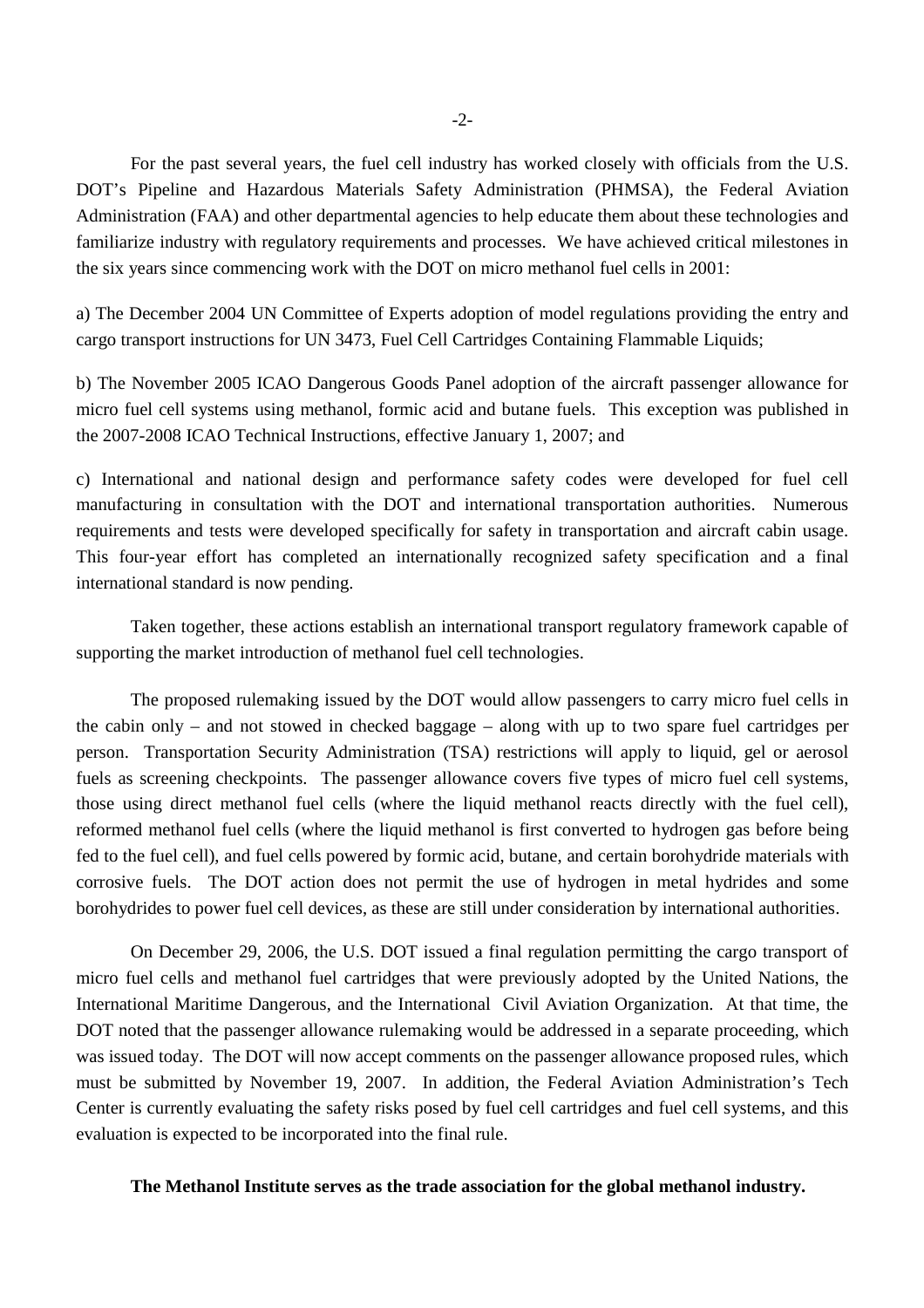For the past several years, the fuel cell industry has worked closely with officials from the U.S. DOT's Pipeline and Hazardous Materials Safety Administration (PHMSA), the Federal Aviation Administration (FAA) and other departmental agencies to help educate them about these technologies and familiarize industry with regulatory requirements and processes. We have achieved critical milestones in the six years since commencing work with the DOT on micro methanol fuel cells in 2001:

a) The December 2004 UN Committee of Experts adoption of model regulations providing the entry and cargo transport instructions for UN 3473, Fuel Cell Cartridges Containing Flammable Liquids;

b) The November 2005 ICAO Dangerous Goods Panel adoption of the aircraft passenger allowance for micro fuel cell systems using methanol, formic acid and butane fuels. This exception was published in the 2007-2008 ICAO Technical Instructions, effective January 1, 2007; and

c) International and national design and performance safety codes were developed for fuel cell manufacturing in consultation with the DOT and international transportation authorities. Numerous requirements and tests were developed specifically for safety in transportation and aircraft cabin usage. This four-year effort has completed an internationally recognized safety specification and a final international standard is now pending.

Taken together, these actions establish an international transport regulatory framework capable of supporting the market introduction of methanol fuel cell technologies.

The proposed rulemaking issued by the DOT would allow passengers to carry micro fuel cells in the cabin only – and not stowed in checked baggage – along with up to two spare fuel cartridges per person. Transportation Security Administration (TSA) restrictions will apply to liquid, gel or aerosol fuels as screening checkpoints. The passenger allowance covers five types of micro fuel cell systems, those using direct methanol fuel cells (where the liquid methanol reacts directly with the fuel cell), reformed methanol fuel cells (where the liquid methanol is first converted to hydrogen gas before being fed to the fuel cell), and fuel cells powered by formic acid, butane, and certain borohydride materials with corrosive fuels. The DOT action does not permit the use of hydrogen in metal hydrides and some borohydrides to power fuel cell devices, as these are still under consideration by international authorities.

On December 29, 2006, the U.S. DOT issued a final regulation permitting the cargo transport of micro fuel cells and methanol fuel cartridges that were previously adopted by the United Nations, the International Maritime Dangerous, and the International Civil Aviation Organization. At that time, the DOT noted that the passenger allowance rulemaking would be addressed in a separate proceeding, which was issued today. The DOT will now accept comments on the passenger allowance proposed rules, which must be submitted by November 19, 2007. In addition, the Federal Aviation Administration's Tech Center is currently evaluating the safety risks posed by fuel cell cartridges and fuel cell systems, and this evaluation is expected to be incorporated into the final rule.

**The Methanol Institute serves as the trade association for the global methanol industry.**